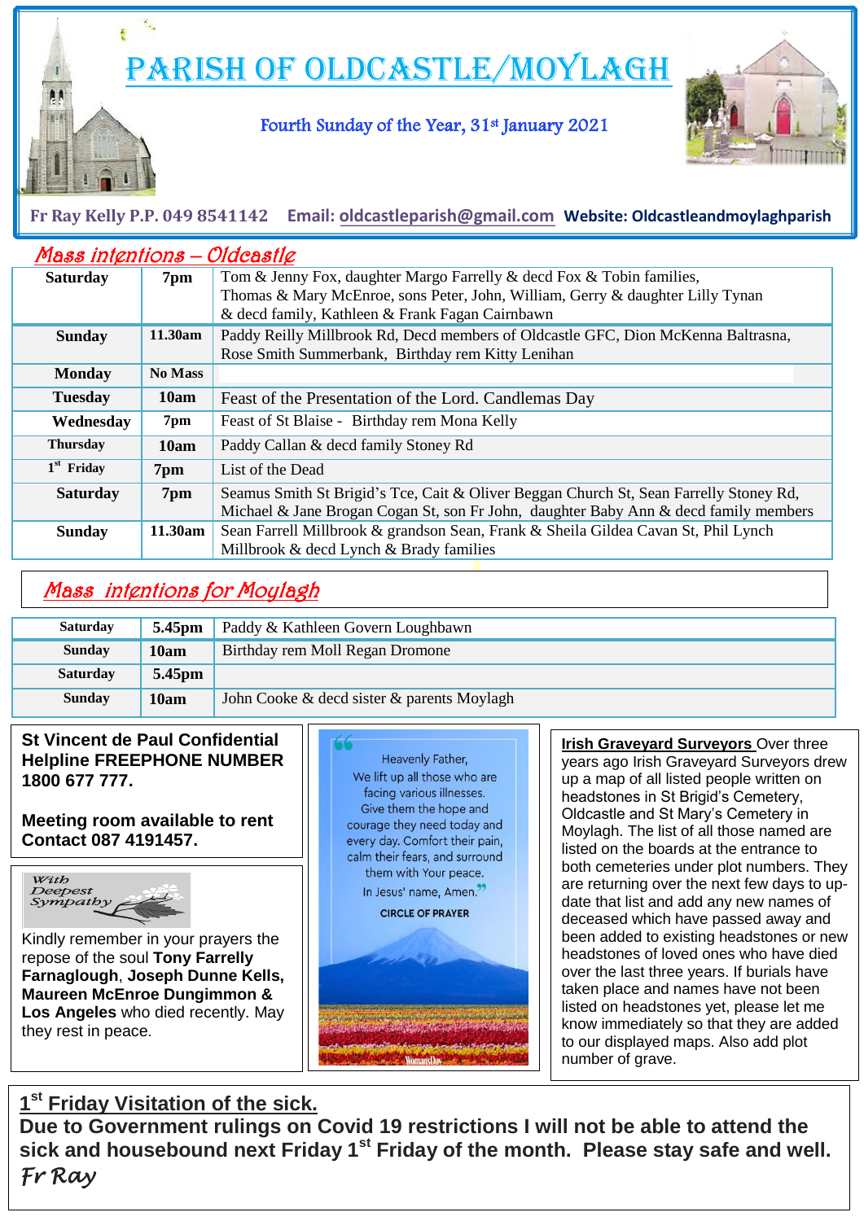# PARISH OF OLDCASTLE/MOYLAGH

Fourth Sunday of the Year, 31st January 2021

**Fr Ray Kelly P.P. 049 8541142** **Email: oldcastleparish@gmail.com** **Website: Oldcastleandmoylaghparish**

## Mass intentions – Oldcastle

| | | |
|---|---|---|
| **Saturday** | **7pm** | Tom & Jenny Fox, daughter Margo Farrelly & decd Fox & Tobin families, Thomas & Mary McEnroe, sons Peter, John, William, Gerry & daughter Lilly Tynan & decd family, Kathleen & Frank Fagan Cairnbawn |
| **Sunday** | **11.30am** | Paddy Reilly Millbrook Rd, Decd members of Oldcastle GFC, Dion McKenna Baltrasna, Rose Smith Summerbank, Birthday rem Kitty Lenihan |
| **Monday** | **No Mass** | |
| **Tuesday** | **10am** | Feast of the Presentation of the Lord. Candlemas Day |
| **Wednesday** | **7pm** | Feast of St Blaise - Birthday rem Mona Kelly |
| **Thursday** | **10am** | Paddy Callan & decd family Stoney Rd |
| **1st Friday** | **7pm** | List of the Dead |
| **Saturday** | **7pm** | Seamus Smith St Brigid's Tce, Cait & Oliver Beggan Church St, Sean Farrelly Stoney Rd, Michael & Jane Brogan Cogan St, son Fr John, daughter Baby Ann & decd family members |
| **Sunday** | **11.30am** | Sean Farrell Millbrook & grandson Sean, Frank & Sheila Gildea Cavan St, Phil Lynch Millbrook & decd Lynch & Brady families |

## Mass intentions for Moylagh

| | | |
|---|---|---|
| **Saturday** | **5.45pm** | Paddy & Kathleen Govern Loughbawn |
| **Sunday** | **10am** | Birthday rem Moll Regan Dromone |
| **Saturday** | **5.45pm** | |
| **Sunday** | **10am** | John Cooke & decd sister & parents Moylagh |

**St Vincent de Paul Confidential Helpline FREEPHONE NUMBER 1800 677 777.**

**Meeting room available to rent Contact 087 4191457.**

*With Deepest Sympathy*

Kindly remember in your prayers the repose of the soul **Tony Farrelly Farnaglough**, **Joseph Dunne Kells, Maureen McEnroe Dungimmon & Los Angeles** who died recently. May they rest in peace.

"Heavenly Father,
We lift up all those who are facing various illnesses.
Give them the hope and courage they need today and every day. Comfort their pain, calm their fears, and surround them with Your peace.
In Jesus' name, Amen."

CIRCLE OF PRAYER

**Irish Graveyard Surveyors** Over three years ago Irish Graveyard Surveyors drew up a map of all listed people written on headstones in St Brigid's Cemetery, Oldcastle and St Mary's Cemetery in Moylagh. The list of all those named are listed on the boards at the entrance to both cemeteries under plot numbers. They are returning over the next few days to up-date that list and add any new names of deceased which have passed away and been added to existing headstones or new headstones of loved ones who have died over the last three years. If burials have taken place and names have not been listed on headstones yet, please let me know immediately so that they are added to our displayed maps. Also add plot number of grave.

**1st Friday Visitation of the sick.**

**Due to Government rulings on Covid 19 restrictions I will not be able to attend the sick and housebound next Friday 1st Friday of the month. Please stay safe and well.**

*Fr Ray*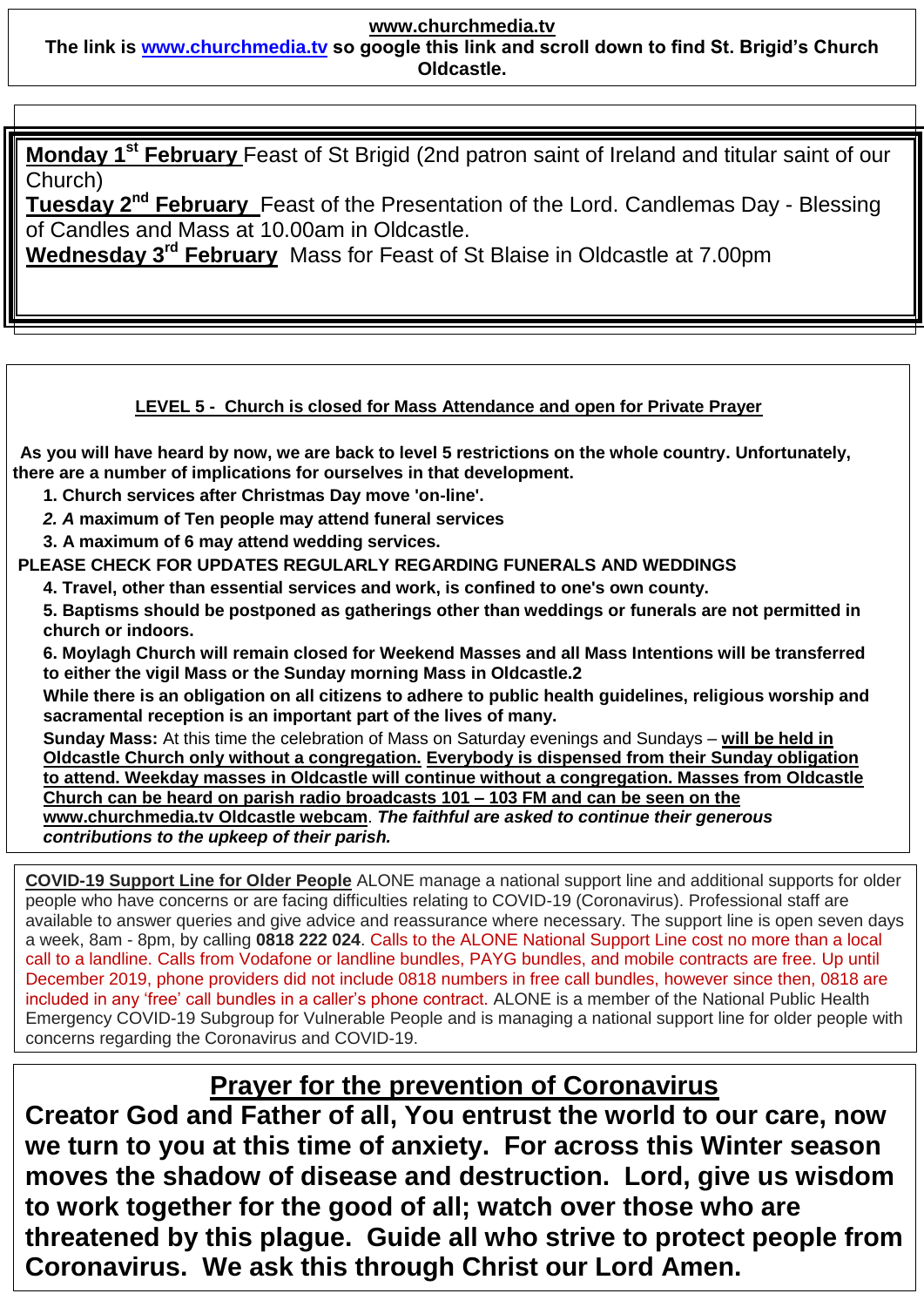**www.churchmedia.tv**

**The link is www.churchmedia.tv so google this link and scroll down to find St. Brigid's Church Oldcastle.**

**Monday 1st February** Feast of St Brigid (2nd patron saint of Ireland and titular saint of our Church)

**Tuesday 2nd February** Feast of the Presentation of the Lord. Candlemas Day - Blessing of Candles and Mass at 10.00am in Oldcastle.

**Wednesday 3rd February** Mass for Feast of St Blaise in Oldcastle at 7.00pm

**LEVEL 5 - Church is closed for Mass Attendance and open for Private Prayer**

**As you will have heard by now, we are back to level 5 restrictions on the whole country. Unfortunately, there are a number of implications for ourselves in that development.**

1. **Church services after Christmas Day move 'on-line'.**
2. ***A* maximum of Ten people may attend funeral services**
3. **A maximum of 6 may attend wedding services.**

**PLEASE CHECK FOR UPDATES REGULARLY REGARDING FUNERALS AND WEDDINGS**

4. **Travel, other than essential services and work, is confined to one's own county.**
5. **Baptisms should be postponed as gatherings other than weddings or funerals are not permitted in church or indoors.**
6. **Moylagh Church will remain closed for Weekend Masses and all Mass Intentions will be transferred to either the vigil Mass or the Sunday morning Mass in Oldcastle.2**

**While there is an obligation on all citizens to adhere to public health guidelines, religious worship and sacramental reception is an important part of the lives of many.**

**Sunday Mass:** At this time the celebration of Mass on Saturday evenings and Sundays – **will be held in Oldcastle Church only without a congregation. Everybody is dispensed from their Sunday obligation to attend. Weekday masses in Oldcastle will continue without a congregation. Masses from Oldcastle Church can be heard on parish radio broadcasts 101 – 103 FM and can be seen on the www.churchmedia.tv Oldcastle webcam**. ***The faithful are asked to continue their generous contributions to the upkeep of their parish.***

**COVID-19 Support Line for Older People** ALONE manage a national support line and additional supports for older people who have concerns or are facing difficulties relating to COVID-19 (Coronavirus). Professional staff are available to answer queries and give advice and reassurance where necessary. The support line is open seven days a week, 8am - 8pm, by calling **0818 222 024**. Calls to the ALONE National Support Line cost no more than a local call to a landline. Calls from Vodafone or landline bundles, PAYG bundles, and mobile contracts are free. Up until December 2019, phone providers did not include 0818 numbers in free call bundles, however since then, 0818 are included in any 'free' call bundles in a caller's phone contract. ALONE is a member of the National Public Health Emergency COVID-19 Subgroup for Vulnerable People and is managing a national support line for older people with concerns regarding the Coronavirus and COVID-19.

## Prayer for the prevention of Coronavirus

**Creator God and Father of all, You entrust the world to our care, now we turn to you at this time of anxiety. For across this Winter season moves the shadow of disease and destruction. Lord, give us wisdom to work together for the good of all; watch over those who are threatened by this plague. Guide all who strive to protect people from Coronavirus. We ask this through Christ our Lord Amen.**